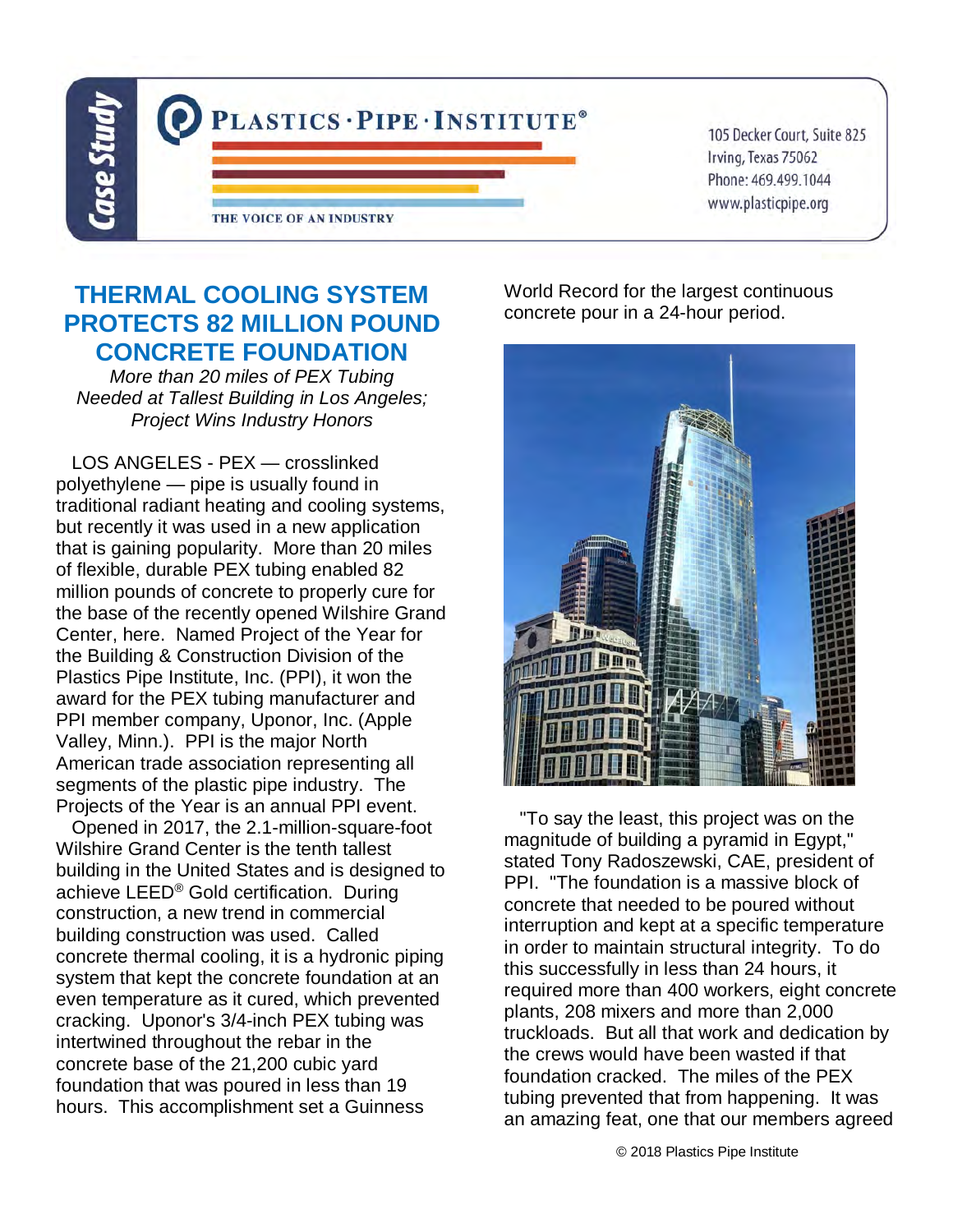Case Study

**PLASTICS·PIPE·INSTITUTE®**

THE VOICE OF AN INDUSTRY

105 Decker Court, Suite 825
Irving, Texas 75062
Phone: 469.499.1044
www.plasticpipe.org

# THERMAL COOLING SYSTEM PROTECTS 82 MILLION POUND CONCRETE FOUNDATION

*More than 20 miles of PEX Tubing Needed at Tallest Building in Los Angeles; Project Wins Industry Honors*

LOS ANGELES - PEX — crosslinked polyethylene — pipe is usually found in traditional radiant heating and cooling systems, but recently it was used in a new application that is gaining popularity. More than 20 miles of flexible, durable PEX tubing enabled 82 million pounds of concrete to properly cure for the base of the recently opened Wilshire Grand Center, here. Named Project of the Year for the Building & Construction Division of the Plastics Pipe Institute, Inc. (PPI), it won the award for the PEX tubing manufacturer and PPI member company, Uponor, Inc. (Apple Valley, Minn.). PPI is the major North American trade association representing all segments of the plastic pipe industry. The Projects of the Year is an annual PPI event.

Opened in 2017, the 2.1-million-square-foot Wilshire Grand Center is the tenth tallest building in the United States and is designed to achieve LEED® Gold certification. During construction, a new trend in commercial building construction was used. Called concrete thermal cooling, it is a hydronic piping system that kept the concrete foundation at an even temperature as it cured, which prevented cracking. Uponor's 3/4-inch PEX tubing was intertwined throughout the rebar in the concrete base of the 21,200 cubic yard foundation that was poured in less than 19 hours. This accomplishment set a Guinness World Record for the largest continuous concrete pour in a 24-hour period.

"To say the least, this project was on the magnitude of building a pyramid in Egypt," stated Tony Radoszewski, CAE, president of PPI. "The foundation is a massive block of concrete that needed to be poured without interruption and kept at a specific temperature in order to maintain structural integrity. To do this successfully in less than 24 hours, it required more than 400 workers, eight concrete plants, 208 mixers and more than 2,000 truckloads. But all that work and dedication by the crews would have been wasted if that foundation cracked. The miles of the PEX tubing prevented that from happening. It was an amazing feat, one that our members agreed

© 2018 Plastics Pipe Institute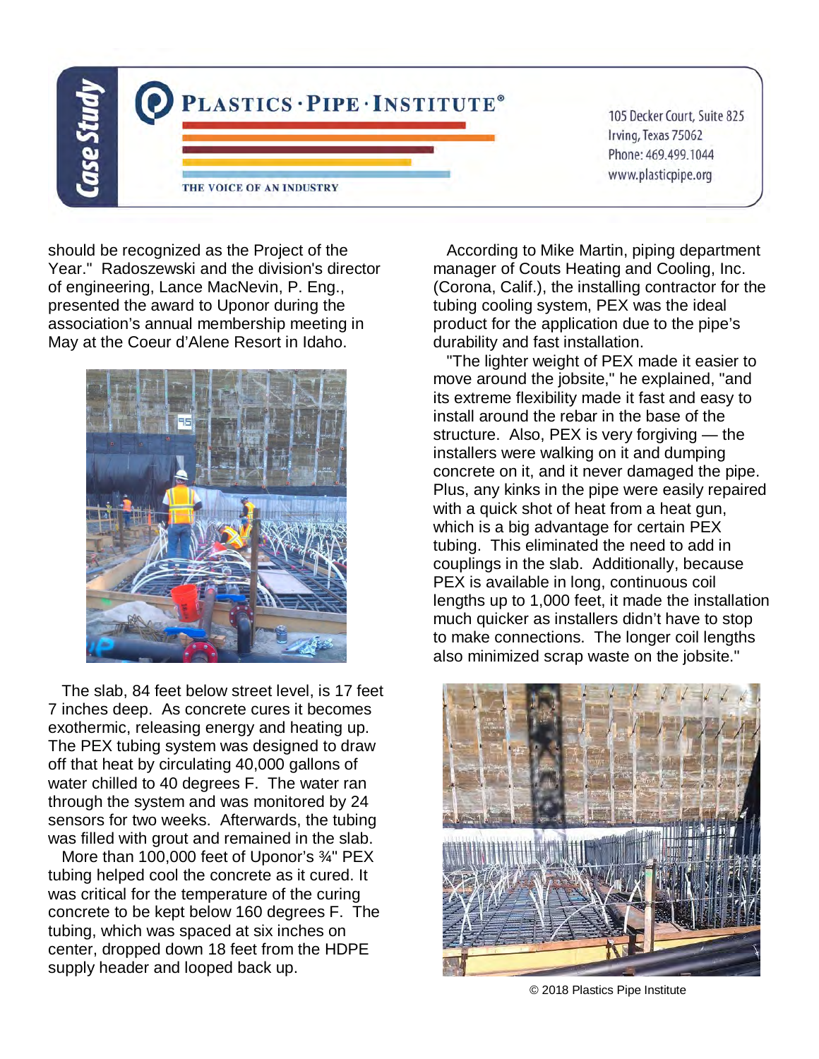should be recognized as the Project of the Year." Radoszewski and the division's director of engineering, Lance MacNevin, P. Eng., presented the award to Uponor during the association's annual membership meeting in May at the Coeur d'Alene Resort in Idaho.

The slab, 84 feet below street level, is 17 feet 7 inches deep. As concrete cures it becomes exothermic, releasing energy and heating up. The PEX tubing system was designed to draw off that heat by circulating 40,000 gallons of water chilled to 40 degrees F. The water ran through the system and was monitored by 24 sensors for two weeks. Afterwards, the tubing was filled with grout and remained in the slab.

More than 100,000 feet of Uponor's ¾" PEX tubing helped cool the concrete as it cured. It was critical for the temperature of the curing concrete to be kept below 160 degrees F. The tubing, which was spaced at six inches on center, dropped down 18 feet from the HDPE supply header and looped back up.

According to Mike Martin, piping department manager of Couts Heating and Cooling, Inc. (Corona, Calif.), the installing contractor for the tubing cooling system, PEX was the ideal product for the application due to the pipe's durability and fast installation.

"The lighter weight of PEX made it easier to move around the jobsite," he explained, "and its extreme flexibility made it fast and easy to install around the rebar in the base of the structure. Also, PEX is very forgiving — the installers were walking on it and dumping concrete on it, and it never damaged the pipe. Plus, any kinks in the pipe were easily repaired with a quick shot of heat from a heat gun, which is a big advantage for certain PEX tubing. This eliminated the need to add in couplings in the slab. Additionally, because PEX is available in long, continuous coil lengths up to 1,000 feet, it made the installation much quicker as installers didn't have to stop to make connections. The longer coil lengths also minimized scrap waste on the jobsite."

© 2018 Plastics Pipe Institute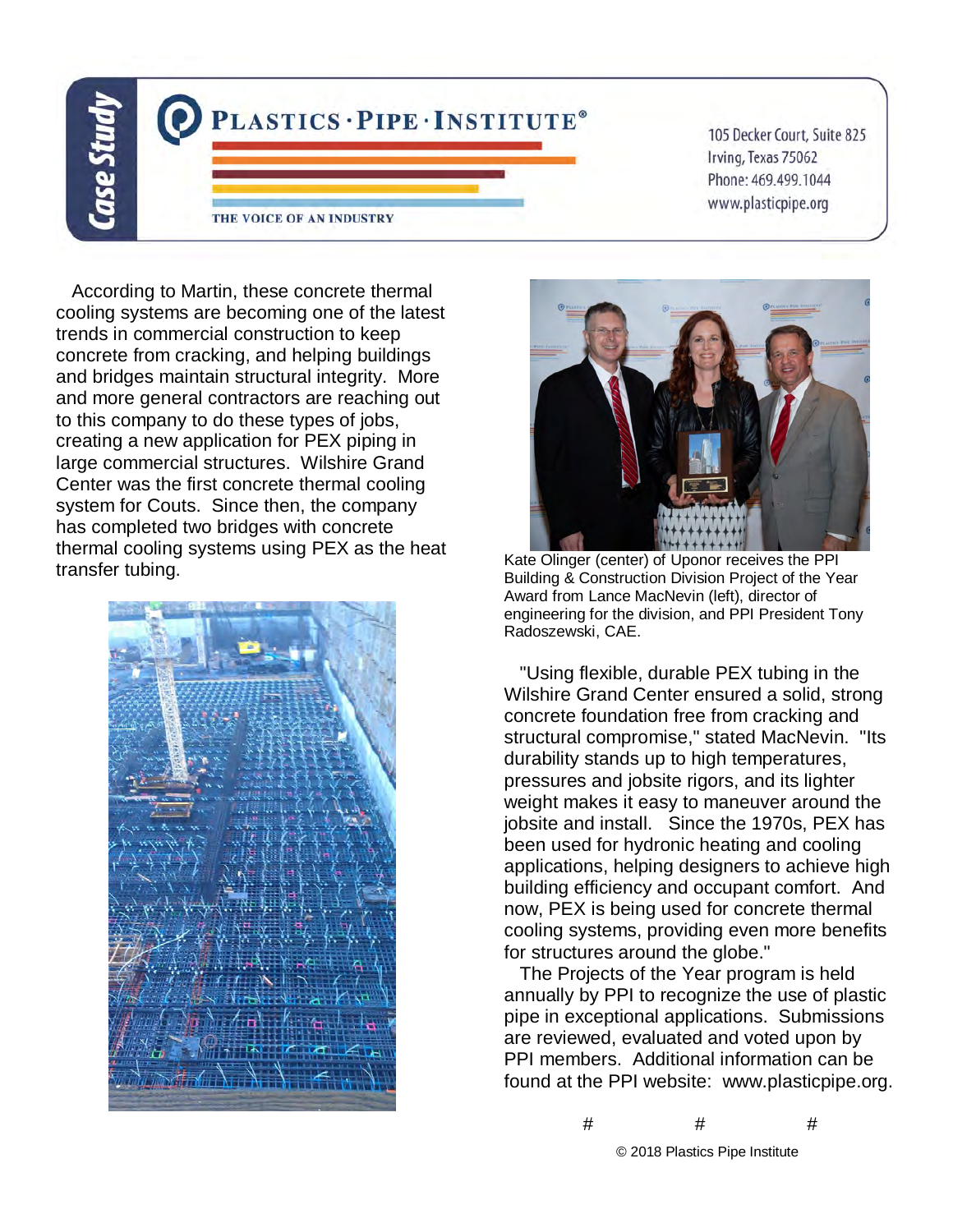According to Martin, these concrete thermal cooling systems are becoming one of the latest trends in commercial construction to keep concrete from cracking, and helping buildings and bridges maintain structural integrity. More and more general contractors are reaching out to this company to do these types of jobs, creating a new application for PEX piping in large commercial structures. Wilshire Grand Center was the first concrete thermal cooling system for Couts. Since then, the company has completed two bridges with concrete thermal cooling systems using PEX as the heat transfer tubing.

Kate Olinger (center) of Uponor receives the PPI Building & Construction Division Project of the Year Award from Lance MacNevin (left), director of engineering for the division, and PPI President Tony Radoszewski, CAE.

"Using flexible, durable PEX tubing in the Wilshire Grand Center ensured a solid, strong concrete foundation free from cracking and structural compromise," stated MacNevin. "Its durability stands up to high temperatures, pressures and jobsite rigors, and its lighter weight makes it easy to maneuver around the jobsite and install. Since the 1970s, PEX has been used for hydronic heating and cooling applications, helping designers to achieve high building efficiency and occupant comfort. And now, PEX is being used for concrete thermal cooling systems, providing even more benefits for structures around the globe."

The Projects of the Year program is held annually by PPI to recognize the use of plastic pipe in exceptional applications. Submissions are reviewed, evaluated and voted upon by PPI members. Additional information can be found at the PPI website: www.plasticpipe.org.

# # #

© 2018 Plastics Pipe Institute